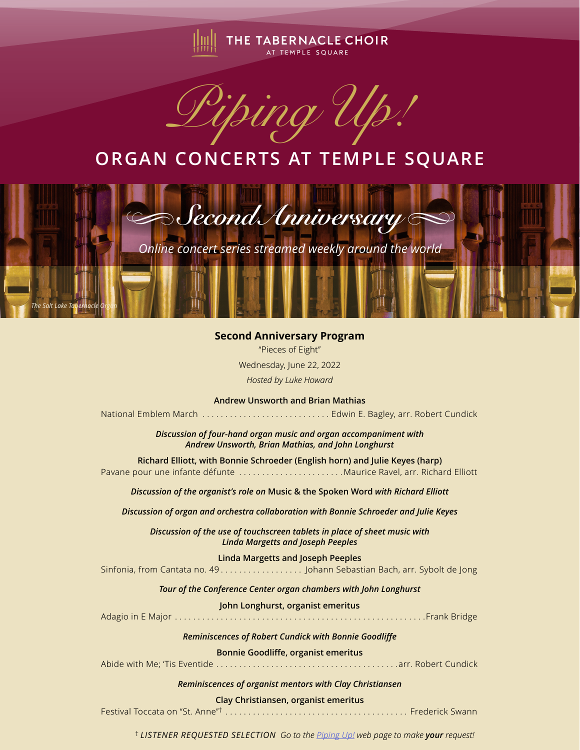THE TABERNACLE CHOIR AT TEMPLE SQUARE

# *Piping Up!*

## ORGAN CONCERTS AT TEMPLE SQUARE

## *Second Anniversary*

*Online concert series streamed weekly around the world*

*The Salt Lake Tabernacle Organ*

### Second Anniversary Program

"Pieces of Eight"

Wednesday, June 22, 2022

*Hosted by Luke Howard*

**Andrew Unsworth and Brian Mathias**

National Emblem March . . . . . . . . . . . . . . . . . . . . . . . . . . . . Edwin E. Bagley, arr. Robert Cundick

***Discussion of four-hand organ music and organ accompaniment with Andrew Unsworth, Brian Mathias, and John Longhurst***

**Richard Elliott, with Bonnie Schroeder (English horn) and Julie Keyes (harp)**

Pavane pour une infante défunte . . . . . . . . . . . . . . . . . . . . . . .Maurice Ravel, arr. Richard Elliott

***Discussion of the organist's role on* Music & the Spoken Word *with Richard Elliott***

***Discussion of organ and orchestra collaboration with Bonnie Schroeder and Julie Keyes***

***Discussion of the use of touchscreen tablets in place of sheet music with Linda Margetts and Joseph Peeples***

**Linda Margetts and Joseph Peeples**

Sinfonia, from Cantata no. 49 . . . . . . . . . . . . . . . . . . Johann Sebastian Bach, arr. Sybolt de Jong

***Tour of the Conference Center organ chambers with John Longhurst***

**John Longhurst, organist emeritus**

Adagio in E Major . . . . . . . . . . . . . . . . . . . . . . . . . . . . . . . . . . . . . . . . . . . . . . . . . . . . . .Frank Bridge

***Reminiscences of Robert Cundick with Bonnie Goodliffe***

**Bonnie Goodliffe, organist emeritus**

Abide with Me; 'Tis Eventide . . . . . . . . . . . . . . . . . . . . . . . . . . . . . . . . . . . . . . . .arr. Robert Cundick

***Reminiscences of organist mentors with Clay Christiansen***

**Clay Christiansen, organist emeritus**

Festival Toccata on "St. Anne"† . . . . . . . . . . . . . . . . . . . . . . . . . . . . . . . . . . . . . . . . Frederick Swann

† *LISTENER REQUESTED SELECTION Go to the Piping Up! web page to make **your** request!*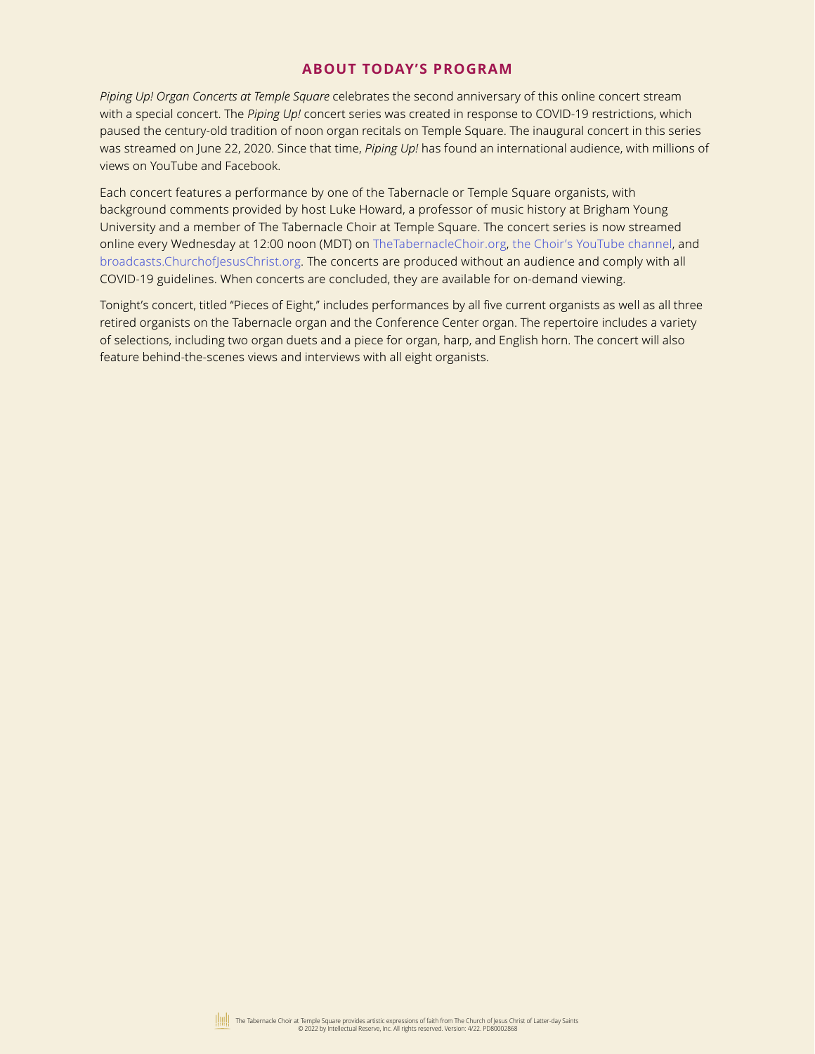## ABOUT TODAY'S PROGRAM

*Piping Up! Organ Concerts at Temple Square* celebrates the second anniversary of this online concert stream with a special concert. The *Piping Up!* concert series was created in response to COVID-19 restrictions, which paused the century-old tradition of noon organ recitals on Temple Square. The inaugural concert in this series was streamed on June 22, 2020. Since that time, *Piping Up!* has found an international audience, with millions of views on YouTube and Facebook.

Each concert features a performance by one of the Tabernacle or Temple Square organists, with background comments provided by host Luke Howard, a professor of music history at Brigham Young University and a member of The Tabernacle Choir at Temple Square. The concert series is now streamed online every Wednesday at 12:00 noon (MDT) on TheTabernacleChoir.org, the Choir's YouTube channel, and broadcasts.ChurchofJesusChrist.org. The concerts are produced without an audience and comply with all COVID-19 guidelines. When concerts are concluded, they are available for on-demand viewing.

Tonight's concert, titled "Pieces of Eight," includes performances by all five current organists as well as all three retired organists on the Tabernacle organ and the Conference Center organ. The repertoire includes a variety of selections, including two organ duets and a piece for organ, harp, and English horn. The concert will also feature behind-the-scenes views and interviews with all eight organists.

The Tabernacle Choir at Temple Square provides artistic expressions of faith from The Church of Jesus Christ of Latter-day Saints
© 2022 by Intellectual Reserve, Inc. All rights reserved. Version: 4/22. PD80002868